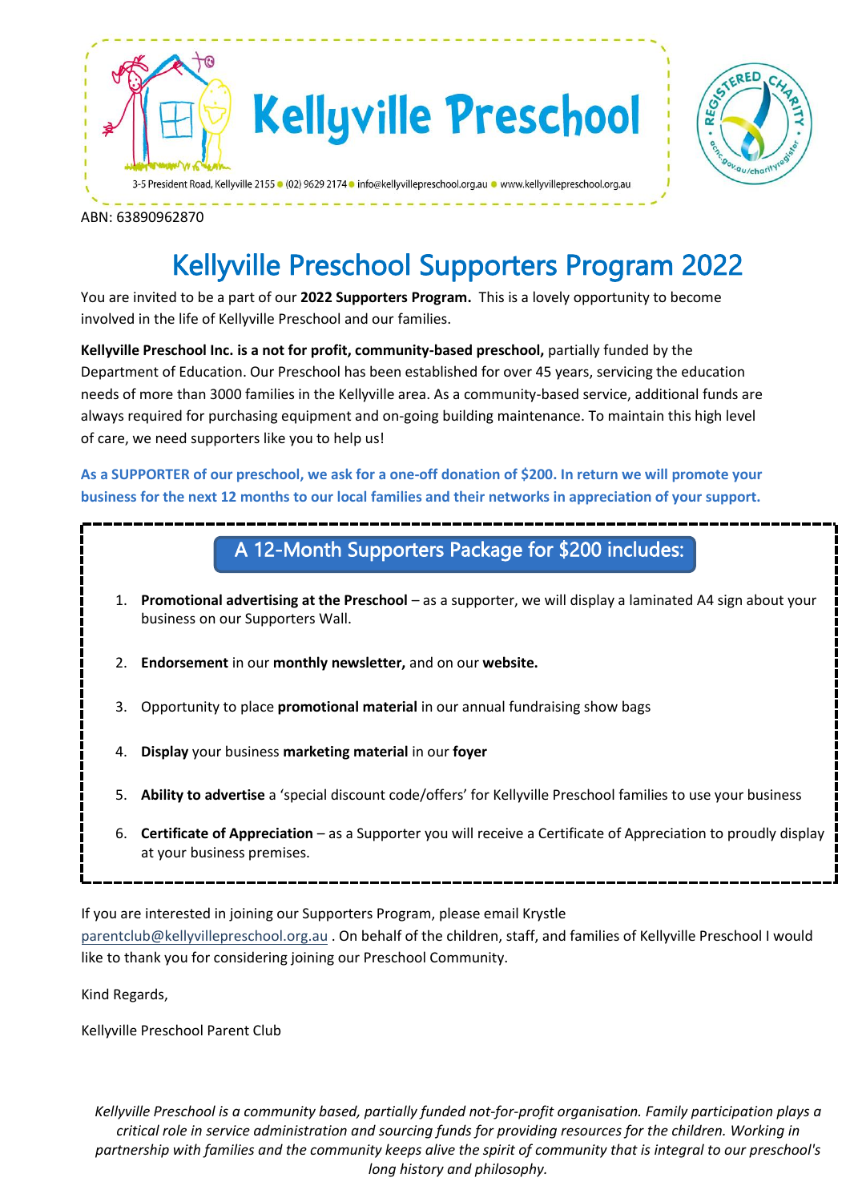# Kellyville Preschool

3-5 President Road, Kellyville 2155 • (02) 9629 2174 • info@kellyvillepreschool.org.au • www.kellyvillepreschool.org.au

ABN: 63890962870

# Kellyville Preschool Supporters Program 2022

You are invited to be a part of our **2022 Supporters Program.** This is a lovely opportunity to become involved in the life of Kellyville Preschool and our families.

**Kellyville Preschool Inc. is a not for profit, community-based preschool,** partially funded by the Department of Education. Our Preschool has been established for over 45 years, servicing the education needs of more than 3000 families in the Kellyville area. As a community-based service, additional funds are always required for purchasing equipment and on-going building maintenance. To maintain this high level of care, we need supporters like you to help us!

**As a SUPPORTER of our preschool, we ask for a one-off donation of $200. In return we will promote your business for the next 12 months to our local families and their networks in appreciation of your support.**

## A 12-Month Supporters Package for $200 includes:

1. **Promotional advertising at the Preschool** – as a supporter, we will display a laminated A4 sign about your business on our Supporters Wall.
2. **Endorsement** in our **monthly newsletter,** and on our **website.**
3. Opportunity to place **promotional material** in our annual fundraising show bags
4. **Display** your business **marketing material** in our **foyer**
5. **Ability to advertise** a 'special discount code/offers' for Kellyville Preschool families to use your business
6. **Certificate of Appreciation** – as a Supporter you will receive a Certificate of Appreciation to proudly display at your business premises.

If you are interested in joining our Supporters Program, please email Krystle parentclub@kellyvillepreschool.org.au . On behalf of the children, staff, and families of Kellyville Preschool I would like to thank you for considering joining our Preschool Community.

Kind Regards,

Kellyville Preschool Parent Club

*Kellyville Preschool is a community based, partially funded not-for-profit organisation. Family participation plays a critical role in service administration and sourcing funds for providing resources for the children. Working in partnership with families and the community keeps alive the spirit of community that is integral to our preschool's long history and philosophy.*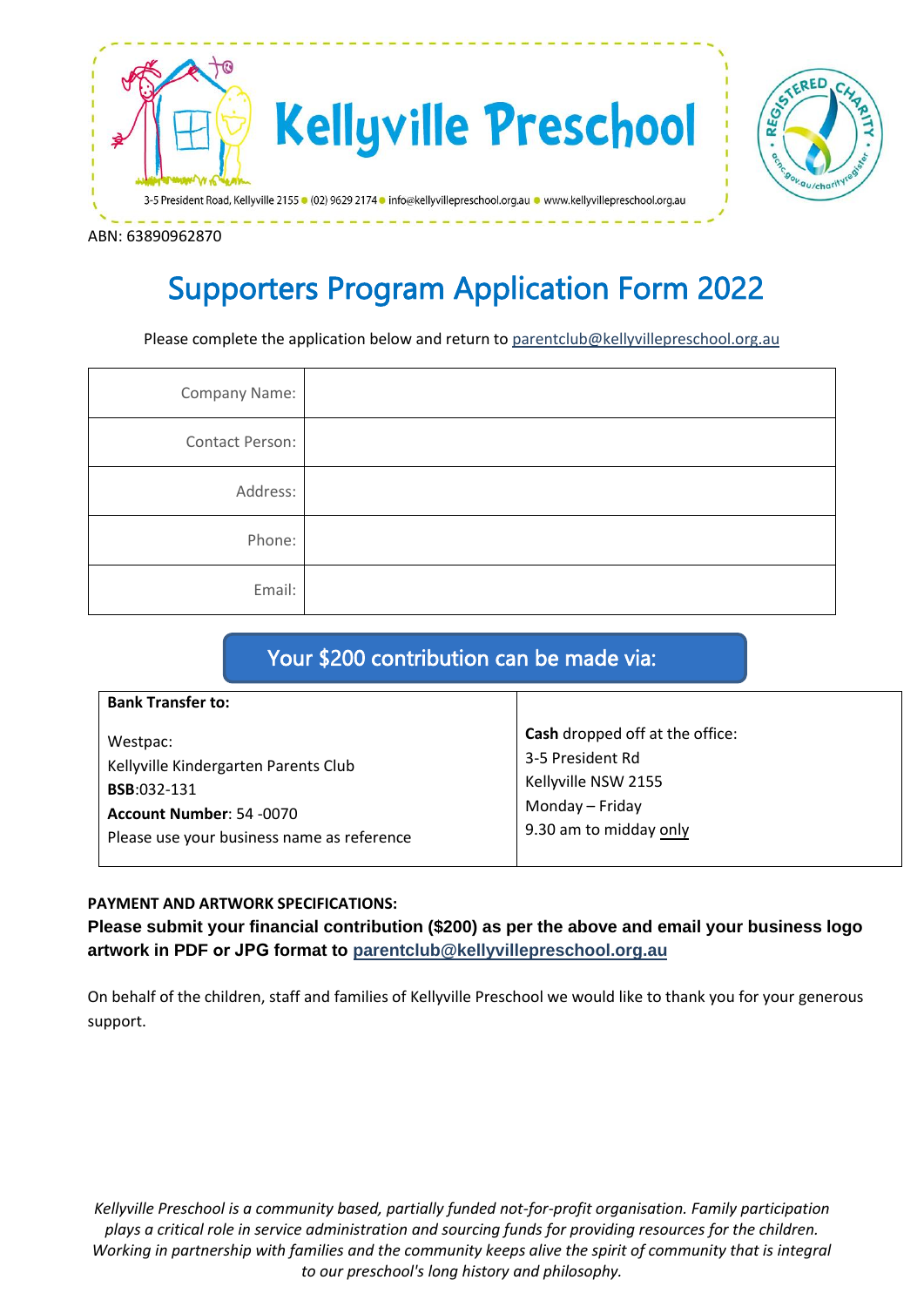# Kellyville Preschool

3-5 President Road, Kellyville 2155 ● (02) 9629 2174 ● info@kellyvillepreschool.org.au ● www.kellyvillepreschool.org.au

ABN: 63890962870

## Supporters Program Application Form 2022

Please complete the application below and return to parentclub@kellyvillepreschool.org.au

| | |
|---|---|
| Company Name: | |
| Contact Person: | |
| Address: | |
| Phone: | |
| Email: | |

### Your $200 contribution can be made via:

| | |
|---|---|
| **Bank Transfer to:**<br><br>Westpac:<br>Kellyville Kindergarten Parents Club<br>**BSB**:032-131<br>**Account Number**: 54 -0070<br>Please use your business name as reference | **Cash** dropped off at the office:<br>3-5 President Rd<br>Kellyville NSW 2155<br>Monday – Friday<br>9.30 am to midday only |

**PAYMENT AND ARTWORK SPECIFICATIONS:**

**Please submit your financial contribution ($200) as per the above and email your business logo artwork in PDF or JPG format to parentclub@kellyvillepreschool.org.au**

On behalf of the children, staff and families of Kellyville Preschool we would like to thank you for your generous support.

*Kellyville Preschool is a community based, partially funded not-for-profit organisation. Family participation plays a critical role in service administration and sourcing funds for providing resources for the children. Working in partnership with families and the community keeps alive the spirit of community that is integral to our preschool's long history and philosophy.*